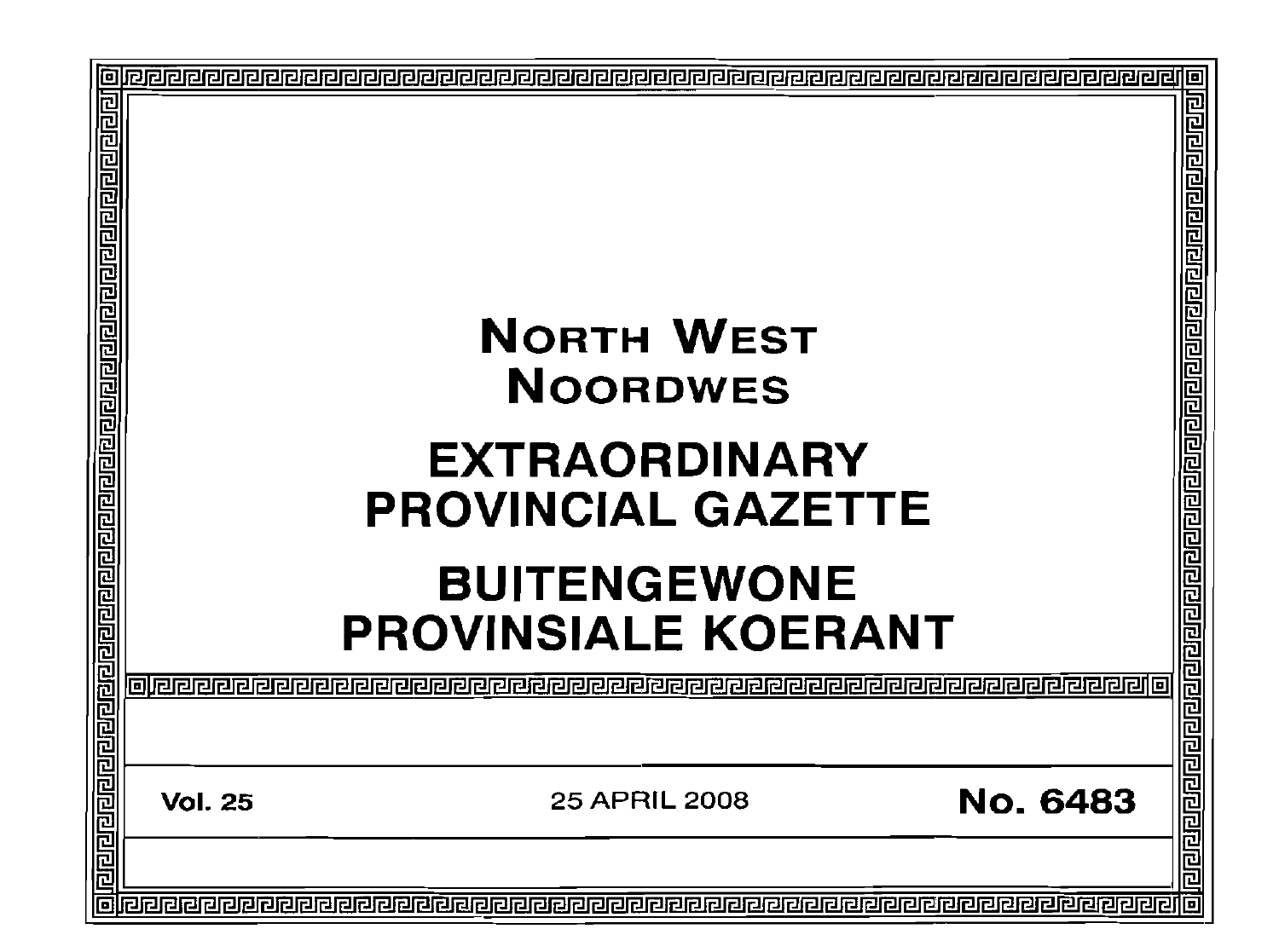# NORTH WEST
# NOORDWES

# EXTRAORDINARY PROVINCIAL GAZETTE

# BUITENGEWONE PROVINSIALE KOERANT

**Vol. 25** 25 APRIL 2008 **No. 6483**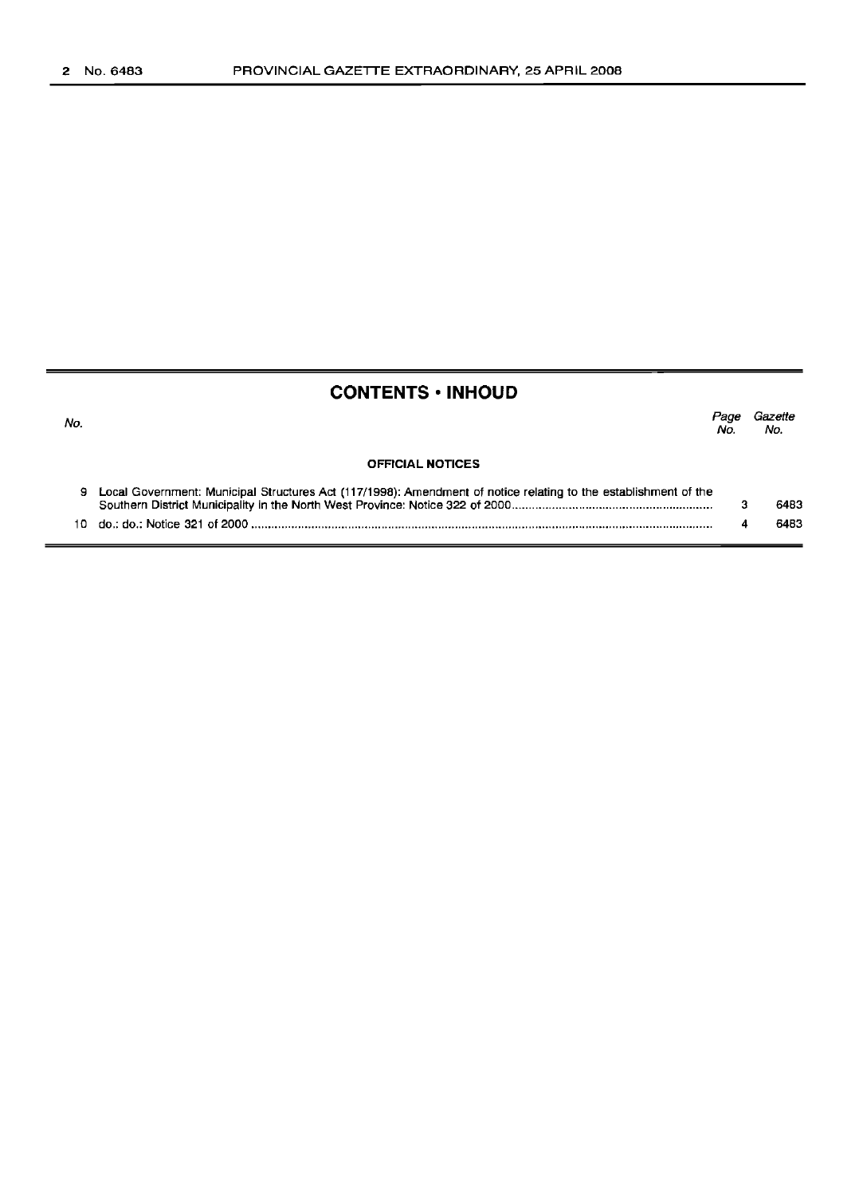## CONTENTS • INHOUD

| No. | | Page No. | Gazette No. |
|---|---|---|---|
| | **OFFICIAL NOTICES** | | |
| 9 | Local Government: Municipal Structures Act (117/1998): Amendment of notice relating to the establishment of the Southern District Municipality in the North West Province: Notice 322 of 2000 | 3 | 6483 |
| 10 | do.: do.: Notice 321 of 2000 | 4 | 6483 |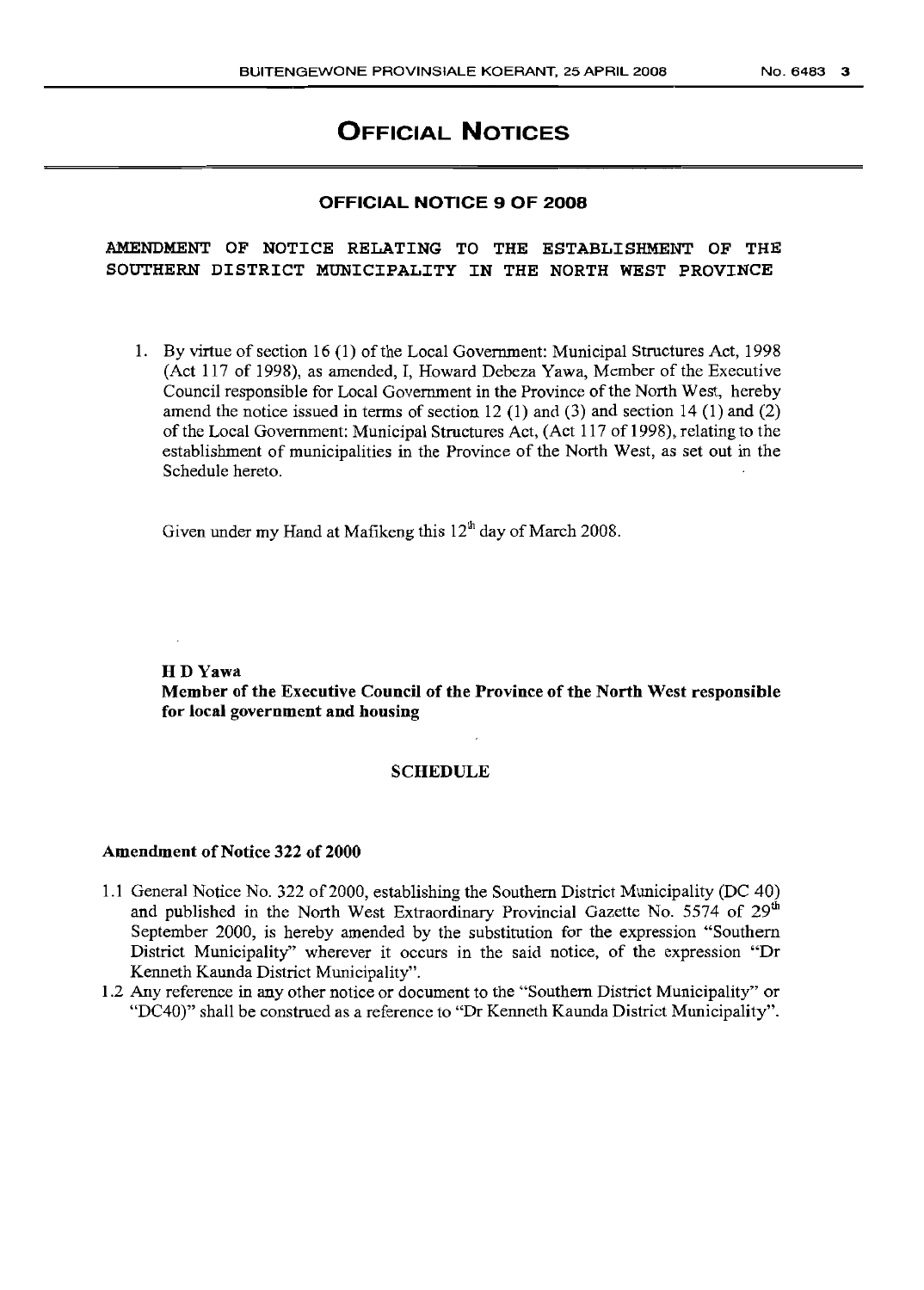# OFFICIAL NOTICES

## OFFICIAL NOTICE 9 OF 2008

### AMENDMENT OF NOTICE RELATING TO THE ESTABLISHMENT OF THE SOUTHERN DISTRICT MUNICIPALITY IN THE NORTH WEST PROVINCE

1. By virtue of section 16 (1) of the Local Government: Municipal Structures Act, 1998 (Act 117 of 1998), as amended, I, Howard Debeza Yawa, Member of the Executive Council responsible for Local Government in the Province of the North West, hereby amend the notice issued in terms of section 12 (1) and (3) and section 14 (1) and (2) of the Local Government: Municipal Structures Act, (Act 117 of 1998), relating to the establishment of municipalities in the Province of the North West, as set out in the Schedule hereto.

Given under my Hand at Mafikeng this 12th day of March 2008.

**H D Yawa**
**Member of the Executive Council of the Province of the North West responsible for local government and housing**

### SCHEDULE

**Amendment of Notice 322 of 2000**

1.1 General Notice No. 322 of 2000, establishing the Southern District Municipality (DC 40) and published in the North West Extraordinary Provincial Gazette No. 5574 of 29th September 2000, is hereby amended by the substitution for the expression "Southern District Municipality" wherever it occurs in the said notice, of the expression "Dr Kenneth Kaunda District Municipality".

1.2 Any reference in any other notice or document to the "Southern District Municipality" or "DC40)" shall be construed as a reference to "Dr Kenneth Kaunda District Municipality".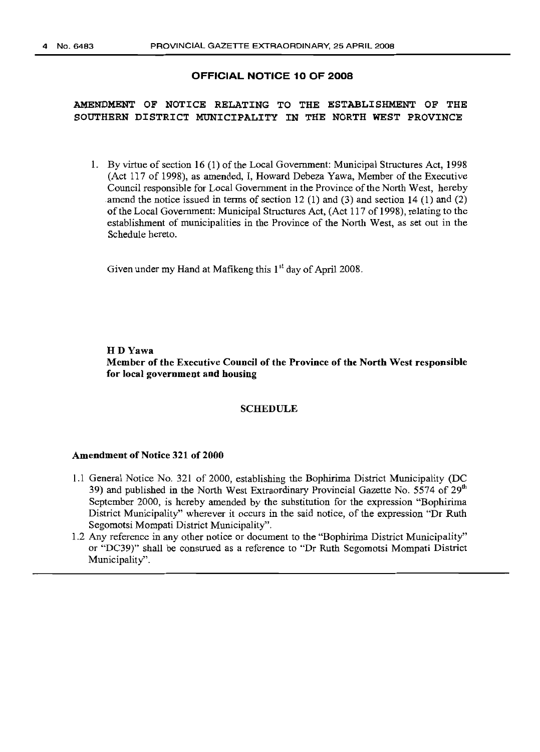## OFFICIAL NOTICE 10 OF 2008

### AMENDMENT OF NOTICE RELATING TO THE ESTABLISHMENT OF THE SOUTHERN DISTRICT MUNICIPALITY IN THE NORTH WEST PROVINCE

1. By virtue of section 16 (1) of the Local Government: Municipal Structures Act, 1998 (Act 117 of 1998), as amended, I, Howard Debeza Yawa, Member of the Executive Council responsible for Local Government in the Province of the North West, hereby amend the notice issued in terms of section 12 (1) and (3) and section 14 (1) and (2) of the Local Government: Municipal Structures Act, (Act 117 of 1998), relating to the establishment of municipalities in the Province of the North West, as set out in the Schedule hereto.

Given under my Hand at Mafikeng this 1st day of April 2008.

**H D Yawa**
**Member of the Executive Council of the Province of the North West responsible for local government and housing**

### SCHEDULE

**Amendment of Notice 321 of 2000**

1.1 General Notice No. 321 of 2000, establishing the Bophirima District Municipality (DC 39) and published in the North West Extraordinary Provincial Gazette No. 5574 of 29th September 2000, is hereby amended by the substitution for the expression "Bophirima District Municipality" wherever it occurs in the said notice, of the expression "Dr Ruth Segomotsi Mompati District Municipality".

1.2 Any reference in any other notice or document to the "Bophirima District Municipality" or "DC39)" shall be construed as a reference to "Dr Ruth Segomotsi Mompati District Municipality".